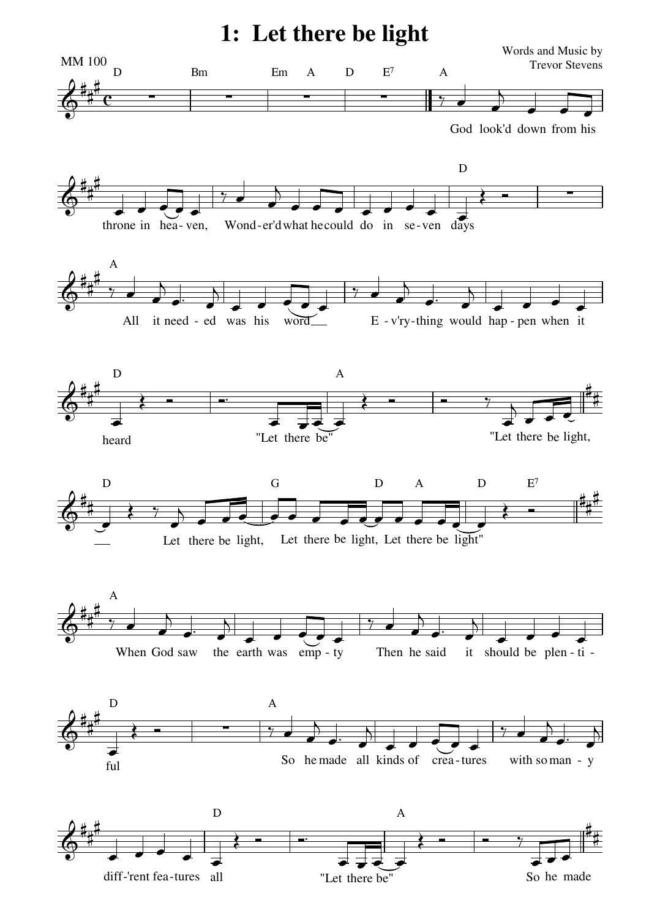# 1: Let there be light

Words and Music by
Trevor Stevens

MM 100

God look'd down from his throne in hea- ven, Wond- er'd what he could do in se- ven days

All it need- ed was his word Ev'ry- thing would hap- pen when it heard "Let there be" "Let there be light, Let there be light, Let there be light, Let there be light"

When God saw the earth was emp- ty Then he said it should be plen- ti- ful

So he made all kinds of crea- tures with so man- y diff-'rent fea- tures all "Let there be" So he made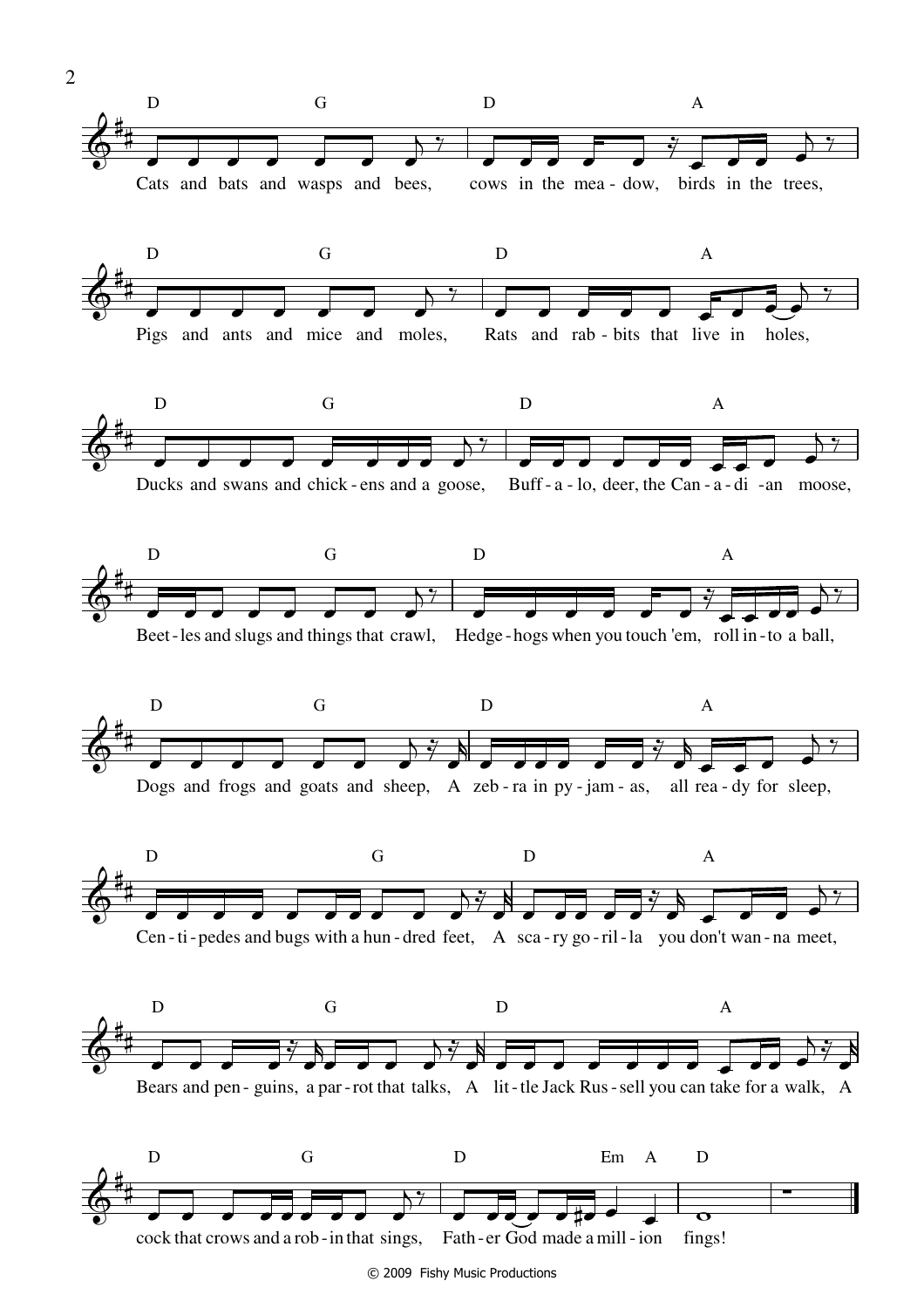D G D A
Cats and bats and wasps and bees, cows in the mea - dow, birds in the trees,

D G D A
Pigs and ants and mice and moles, Rats and rab - bits that live in holes,

D G D A
Ducks and swans and chick - ens and a goose, Buff - a - lo, deer, the Can - a - di - an moose,

D G D A
Beet - les and slugs and things that crawl, Hedge - hogs when you touch 'em, roll in - to a ball,

D G D A
Dogs and frogs and goats and sheep, A zeb - ra in py - jam - as, all rea - dy for sleep,

D G D A
Cen - ti - pedes and bugs with a hun - dred feet, A sca - ry go - ril - la you don't wan - na meet,

D G D A
Bears and pen - guins, a par - rot that talks, A lit - tle Jack Rus - sell you can take for a walk, A

D G D Em A D
cock that crows and a rob - in that sings, Fath - er God made a mill - ion fings!

© 2009 Fishy Music Productions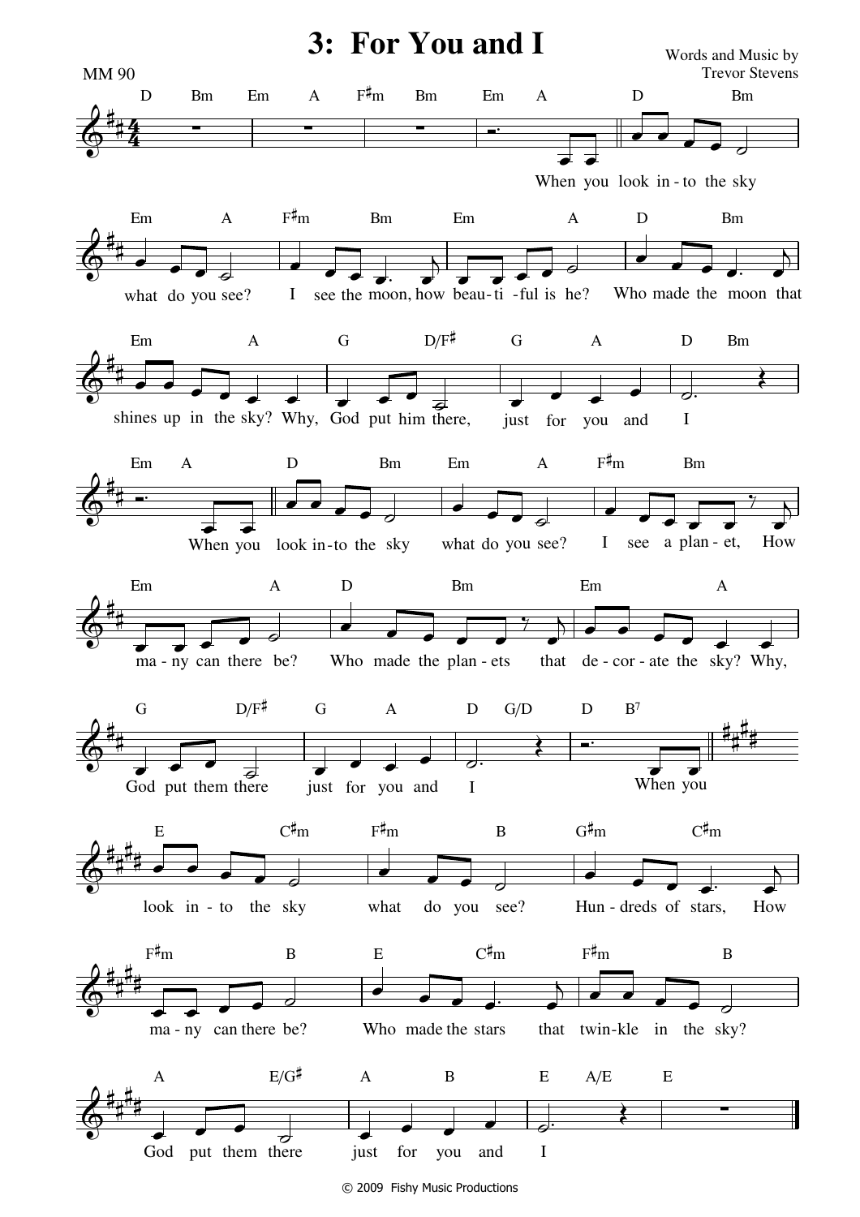# 3: For You and I

Words and Music by
Trevor Stevens

MM 90

When you look in - to the sky what do you see? I see the moon, how beau - ti - ful is he? Who made the moon that shines up in the sky? Why, God put him there, just for you and I

When you look in - to the sky what do you see? I see a plan - et, How ma - ny can there be? Who made the plan - ets that de - cor - ate the sky? Why, God put them there just for you and I

When you look in - to the sky what do you see? Hun - dreds of stars, How ma - ny can there be? Who made the stars that twin - kle in the sky? God put them there just for you and I

© 2009 Fishy Music Productions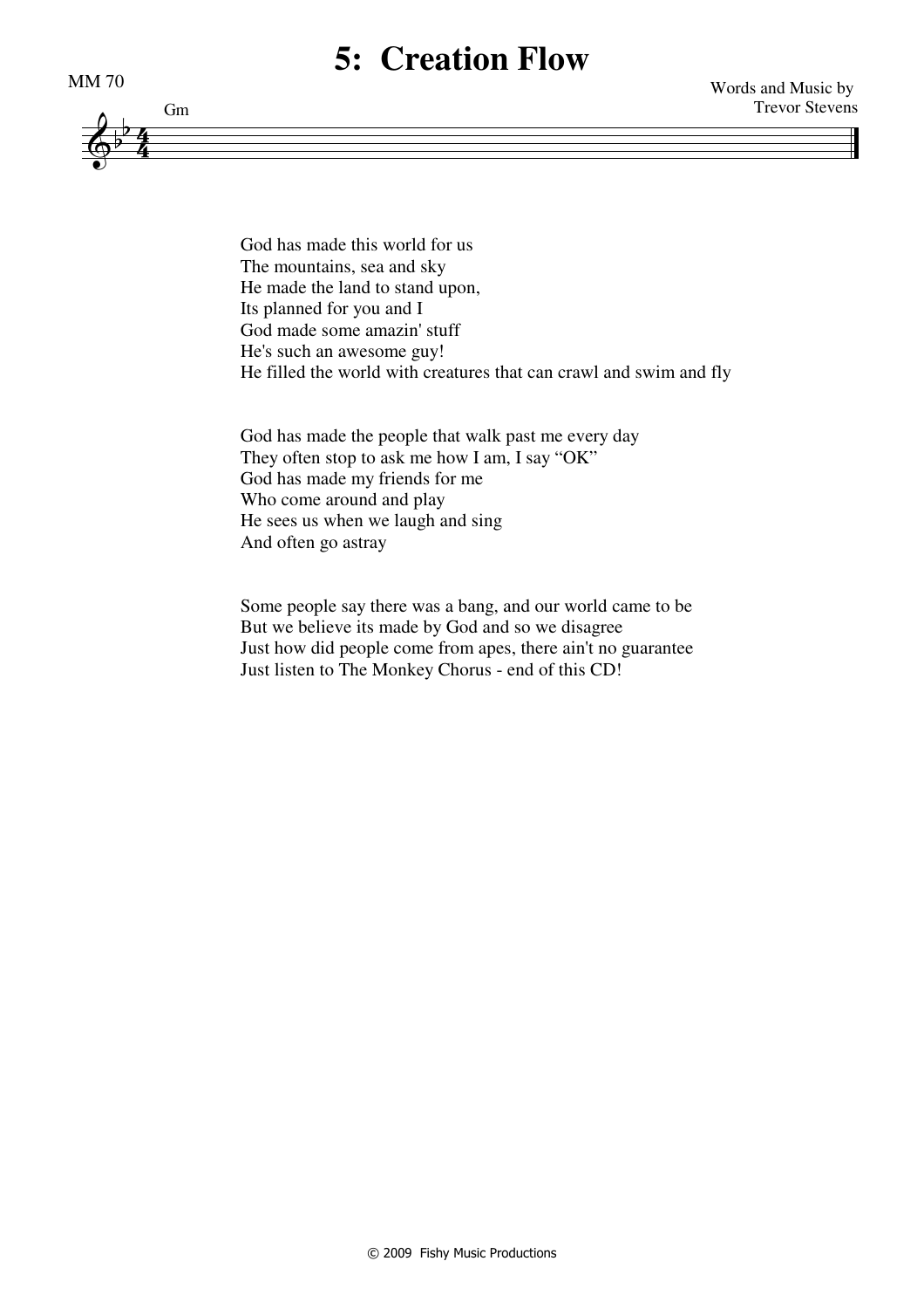# 5: Creation Flow

MM 70

Words and Music by
Trevor Stevens

Gm

God has made this world for us
The mountains, sea and sky
He made the land to stand upon,
Its planned for you and I
God made some amazin' stuff
He's such an awesome guy!
He filled the world with creatures that can crawl and swim and fly

God has made the people that walk past me every day
They often stop to ask me how I am, I say "OK"
God has made my friends for me
Who come around and play
He sees us when we laugh and sing
And often go astray

Some people say there was a bang, and our world came to be
But we believe its made by God and so we disagree
Just how did people come from apes, there ain't no guarantee
Just listen to The Monkey Chorus - end of this CD!

© 2009 Fishy Music Productions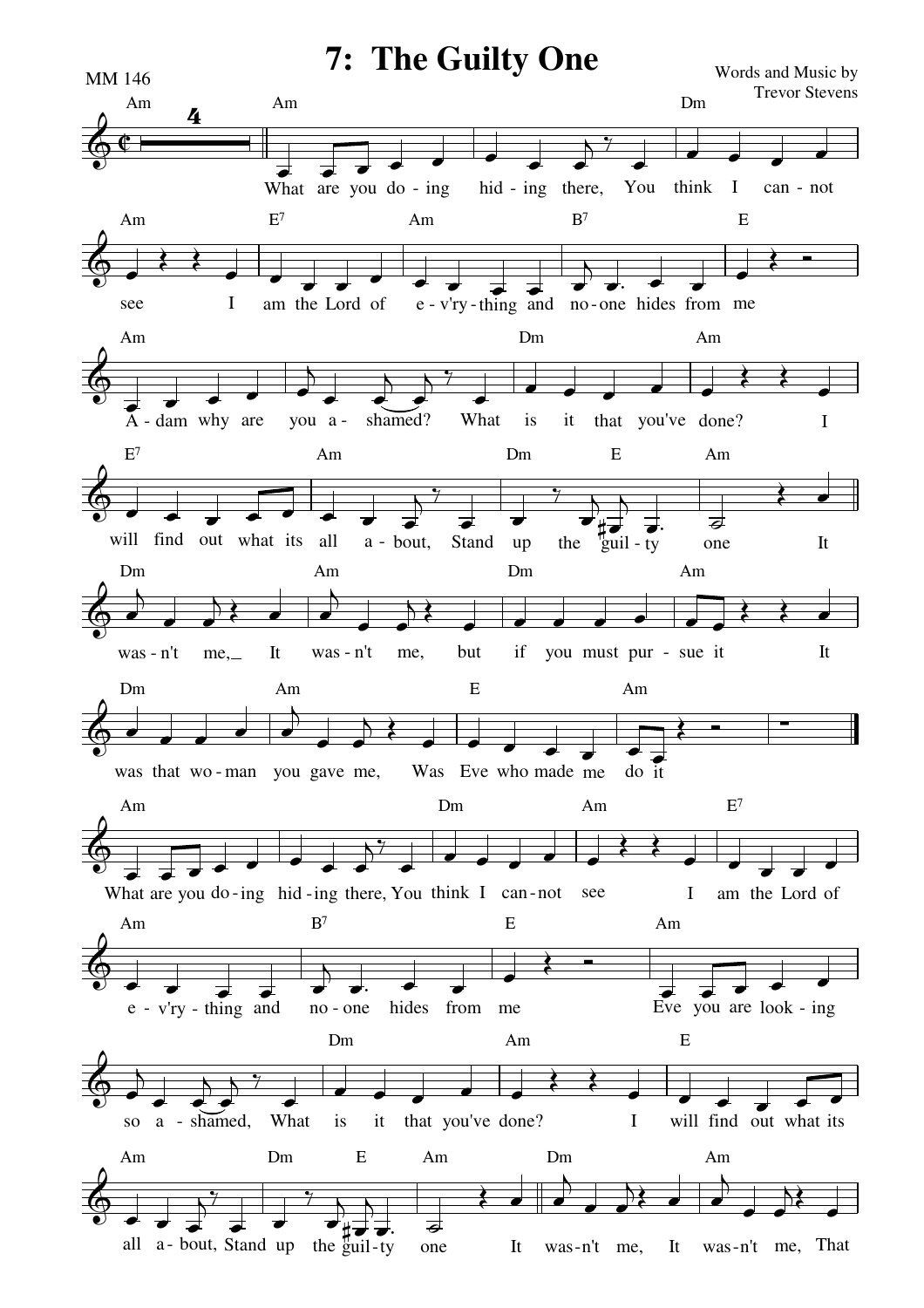# 7: The Guilty One

MM 146

Words and Music by
Trevor Stevens

What are you do - ing hid - ing there, You think I can - not see I am the Lord of e - v'ry - thing and no - one hides from me

A - dam why are you a - shamed? What is it that you've done? I will find out what its all a - bout, Stand up the guil - ty one

It was - n't me, It was - n't me, but if you must pur - sue it It was that wo - man you gave me, Was Eve who made me do it

What are you do - ing hid - ing there, You think I can - not see I am the Lord of e - v'ry - thing and no - one hides from me

Eve you are look - ing so a - shamed, What is it that you've done? I will find out what its all a - bout, Stand up the guil - ty one

It was - n't me, It was - n't me, That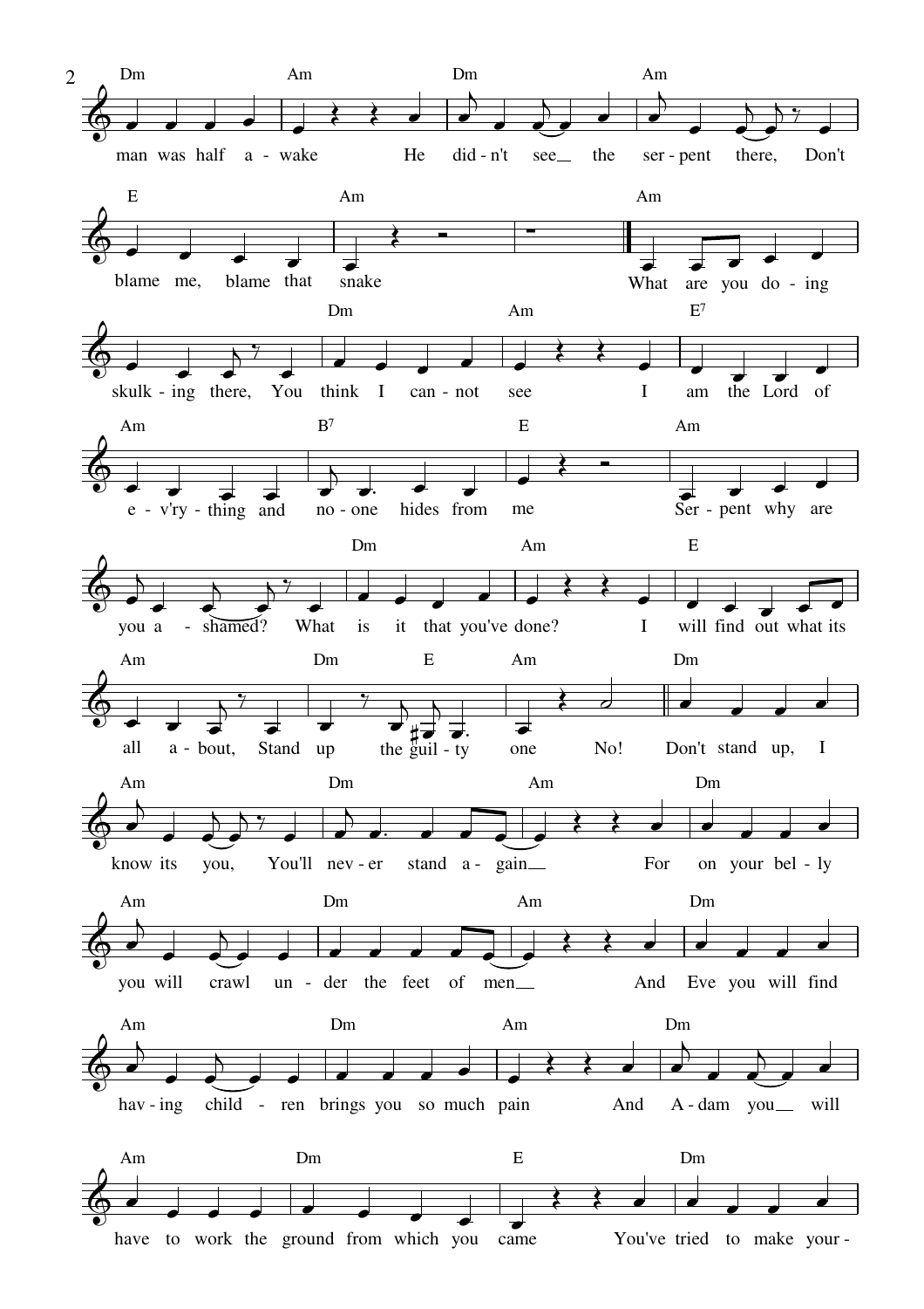Dm Am Dm Am
man was half a - wake He did - n't see the ser - pent there, Don't

E Am Am
blame me, blame that snake What are you do - ing

Dm Am E7
skulk - ing there, You think I can - not see I am the Lord of

Am B7 E Am
e - v'ry - thing and no - one hides from me Ser - pent why are

Dm Am E
you a - shamed? What is it that you've done? I will find out what its

Am Dm E Am Dm
all a - bout, Stand up the guil - ty one No! Don't stand up, I

Am Dm Am Dm
know its you, You'll nev - er stand a - gain For on your bel - ly

Am Dm Am Dm
you will crawl un - der the feet of men And Eve you will find

Am Dm Am Dm
hav - ing child - ren brings you so much pain And A - dam you will

Am Dm E Dm
have to work the ground from which you came You've tried to make your -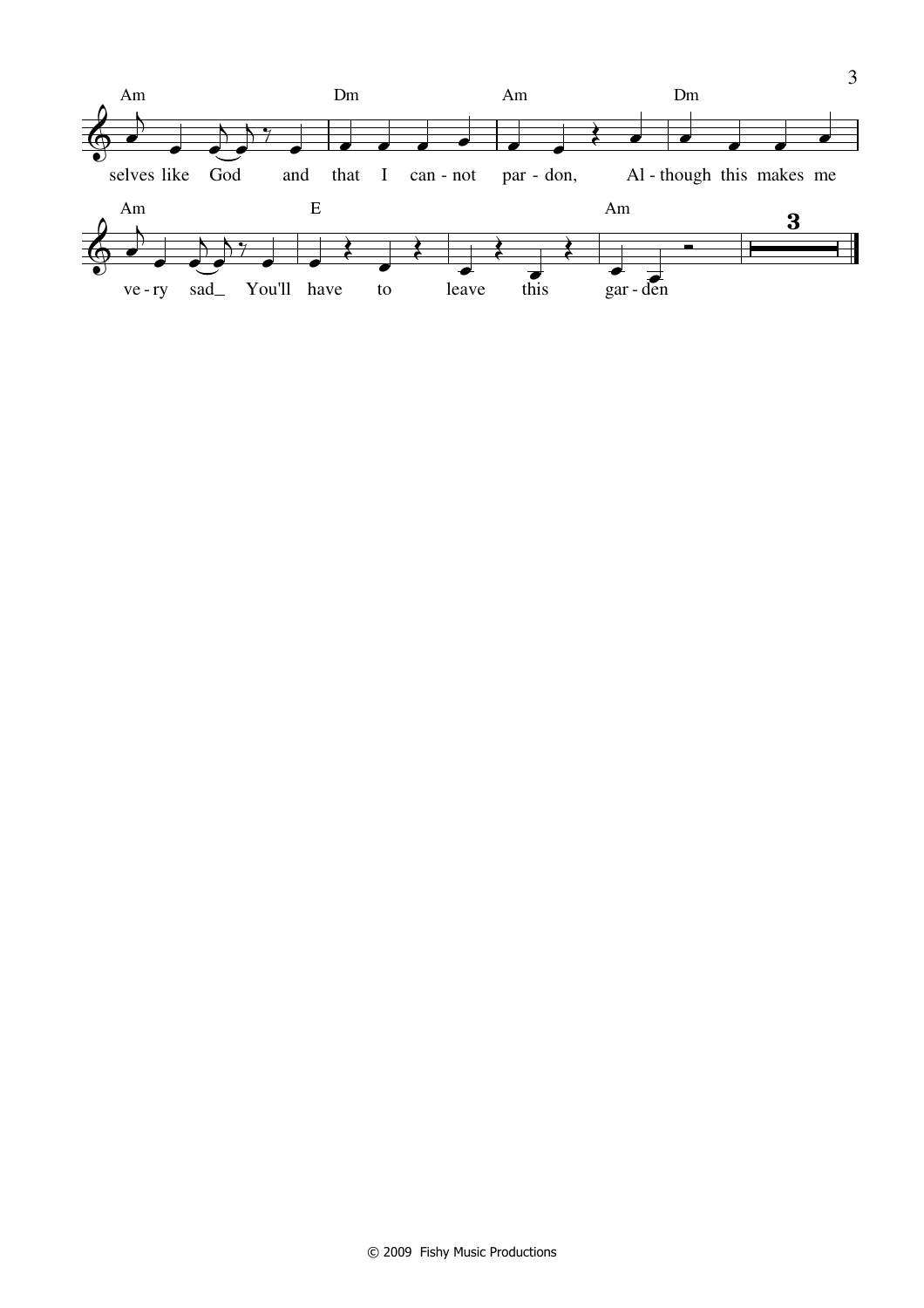Am Dm Am Dm

selves like God and that I can - not par - don, Al - though this makes me

Am E Am

ve - ry sad_ You'll have to leave this gar - den

3

© 2009 Fishy Music Productions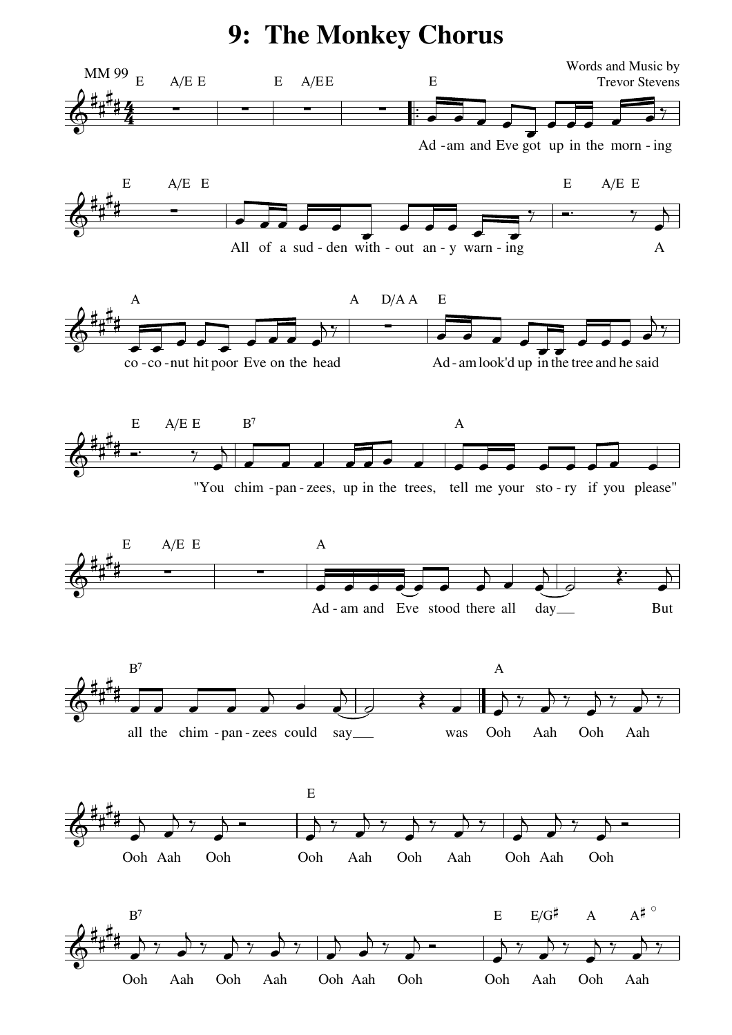# 9: The Monkey Chorus

MM 99

Words and Music by
Trevor Stevens

E A/E E E A/E E E

Ad - am and Eve got up in the morn - ing

E A/E E E A/E E

All of a sud - den with - out an - y warn - ing A

A A D/A A E

co - co - nut hit poor Eve on the head Ad - am look'd up in the tree and he said

E A/E E B7 A

"You chim - pan - zees, up in the trees, tell me your sto - ry if you please"

E A/E E A

Ad - am and Eve stood there all day But

B7 A

all the chim - pan - zees could say was Ooh Aah Ooh Aah

E

Ooh Aah Ooh Ooh Aah Ooh Aah Ooh Aah Ooh

B7 E E/G♯ A A♯°

Ooh Aah Ooh Aah Ooh Aah Ooh Ooh Aah Ooh Aah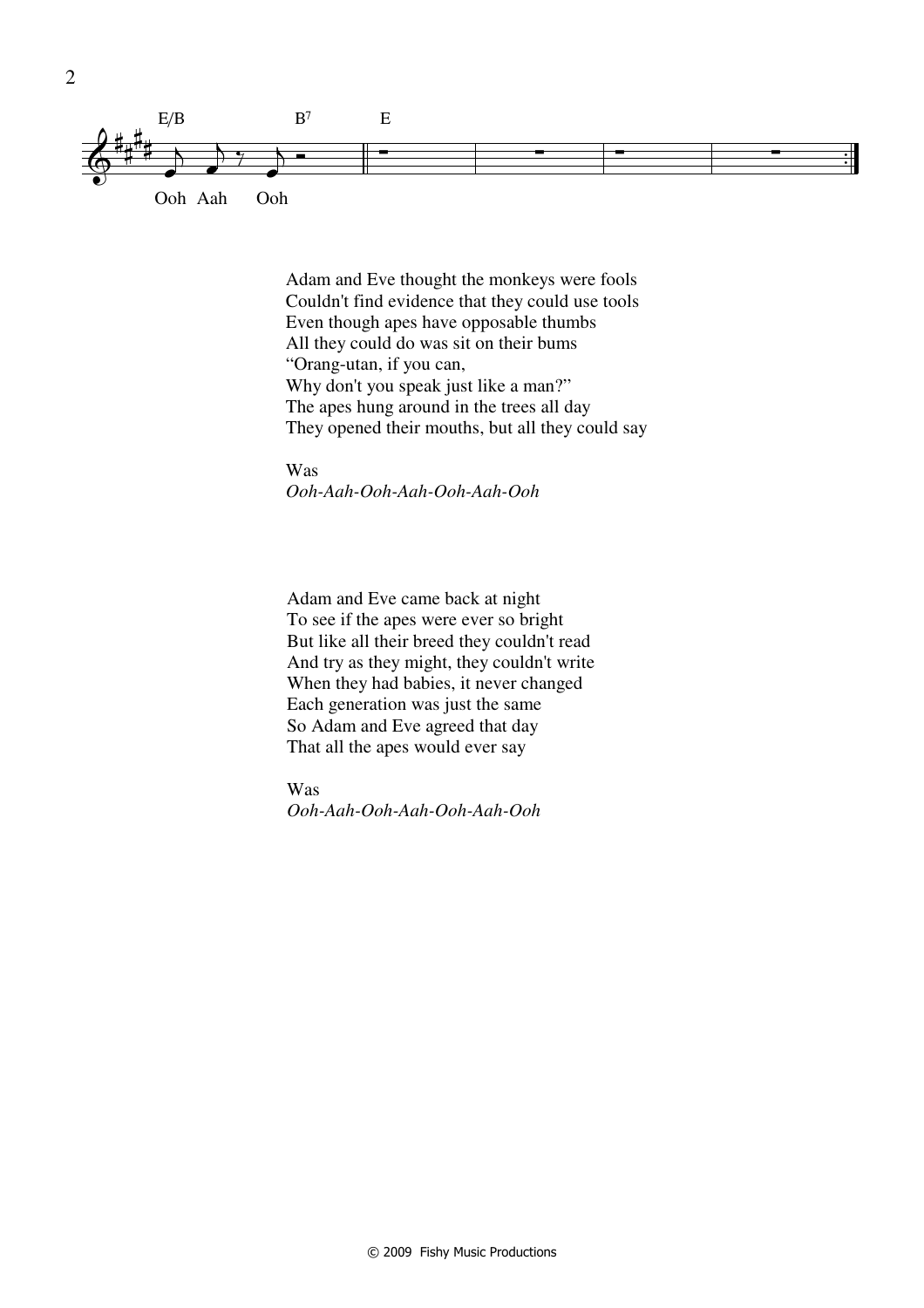E/B B7 E

Ooh Aah Ooh

Adam and Eve thought the monkeys were fools
Couldn't find evidence that they could use tools
Even though apes have opposable thumbs
All they could do was sit on their bums
"Orang-utan, if you can,
Why don't you speak just like a man?"
The apes hung around in the trees all day
They opened their mouths, but all they could say

Was
*Ooh-Aah-Ooh-Aah-Ooh-Aah-Ooh*

Adam and Eve came back at night
To see if the apes were ever so bright
But like all their breed they couldn't read
And try as they might, they couldn't write
When they had babies, it never changed
Each generation was just the same
So Adam and Eve agreed that day
That all the apes would ever say

Was
*Ooh-Aah-Ooh-Aah-Ooh-Aah-Ooh*

© 2009 Fishy Music Productions